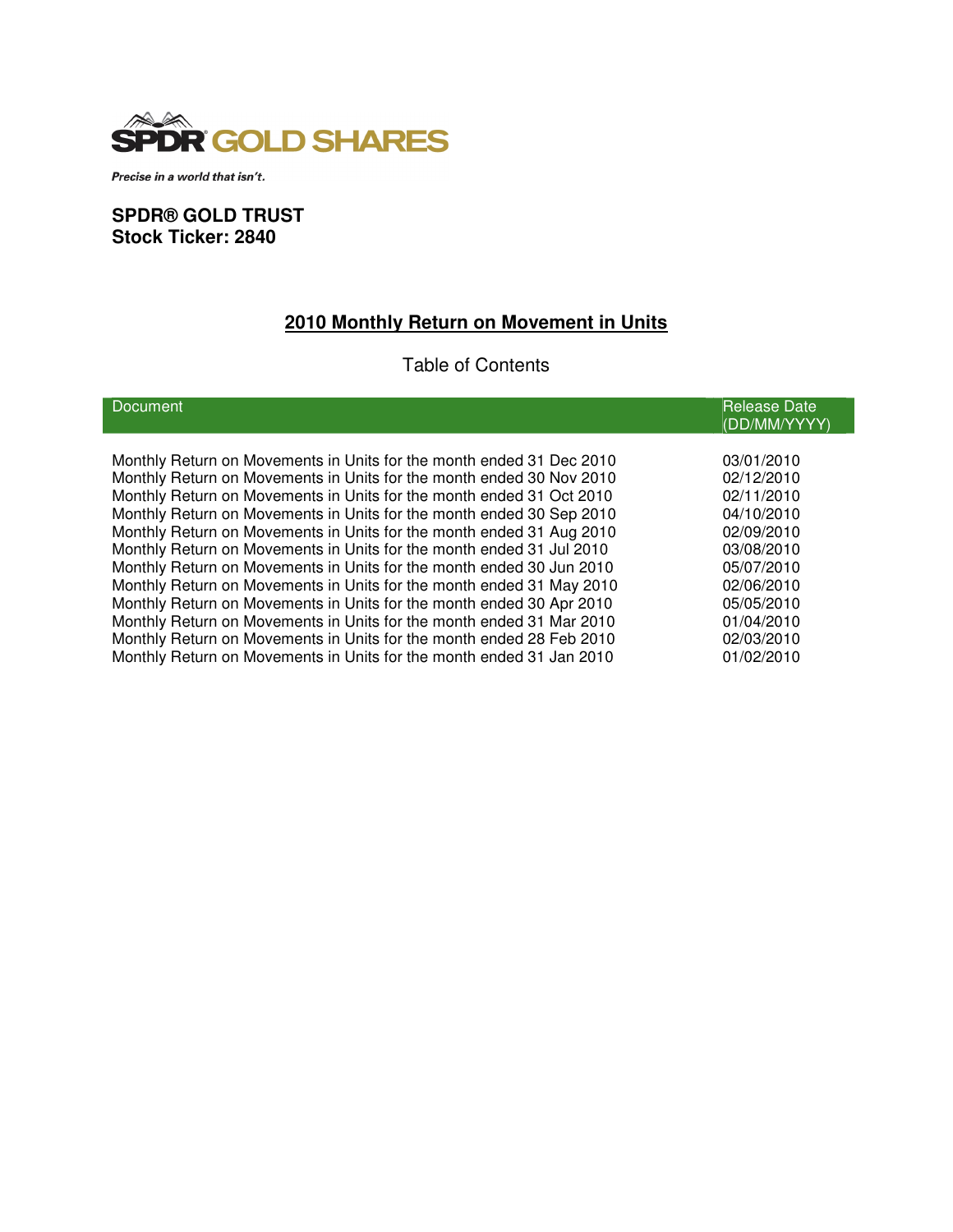SPDR GOLD SHARES

*Precise in a world that isn't.*

**SPDR® GOLD TRUST**
**Stock Ticker: 2840**

## 2010 Monthly Return on Movement in Units

Table of Contents

| Document | Release Date (DD/MM/YYYY) |
|---|---|
| Monthly Return on Movements in Units for the month ended 31 Dec 2010 | 03/01/2010 |
| Monthly Return on Movements in Units for the month ended 30 Nov 2010 | 02/12/2010 |
| Monthly Return on Movements in Units for the month ended 31 Oct 2010 | 02/11/2010 |
| Monthly Return on Movements in Units for the month ended 30 Sep 2010 | 04/10/2010 |
| Monthly Return on Movements in Units for the month ended 31 Aug 2010 | 02/09/2010 |
| Monthly Return on Movements in Units for the month ended 31 Jul 2010 | 03/08/2010 |
| Monthly Return on Movements in Units for the month ended 30 Jun 2010 | 05/07/2010 |
| Monthly Return on Movements in Units for the month ended 31 May 2010 | 02/06/2010 |
| Monthly Return on Movements in Units for the month ended 30 Apr 2010 | 05/05/2010 |
| Monthly Return on Movements in Units for the month ended 31 Mar 2010 | 01/04/2010 |
| Monthly Return on Movements in Units for the month ended 28 Feb 2010 | 02/03/2010 |
| Monthly Return on Movements in Units for the month ended 31 Jan 2010 | 01/02/2010 |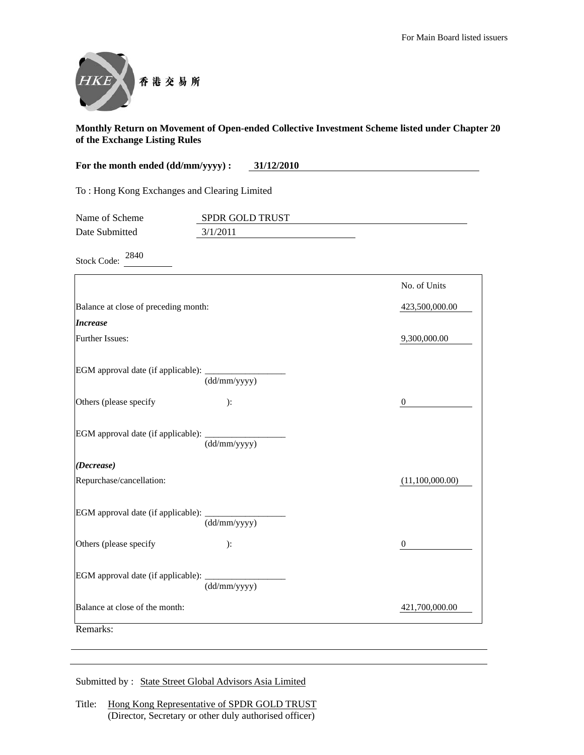For Main Board listed issuers

香港交易所

**Monthly Return on Movement of Open-ended Collective Investment Scheme listed under Chapter 20 of the Exchange Listing Rules**

**For the month ended (dd/mm/yyyy) : 31/12/2010**

To : Hong Kong Exchanges and Clearing Limited

Name of Scheme: SPDR GOLD TRUST

Date Submitted: 3/1/2011

Stock Code: 2840

| | No. of Units |
|---|---|
| Balance at close of preceding month: | 423,500,000.00 |
| ***Increase*** | |
| Further Issues: | 9,300,000.00 |
| EGM approval date (if applicable): ______ (dd/mm/yyyy) | |
| Others (please specify ): | 0 |
| EGM approval date (if applicable): ______ (dd/mm/yyyy) | |
| ***(Decrease)*** | |
| Repurchase/cancellation: | (11,100,000.00) |
| EGM approval date (if applicable): ______ (dd/mm/yyyy) | |
| Others (please specify ): | 0 |
| EGM approval date (if applicable): ______ (dd/mm/yyyy) | |
| Balance at close of the month: | 421,700,000.00 |

Remarks:

Submitted by : State Street Global Advisors Asia Limited

Title: Hong Kong Representative of SPDR GOLD TRUST
(Director, Secretary or other duly authorised officer)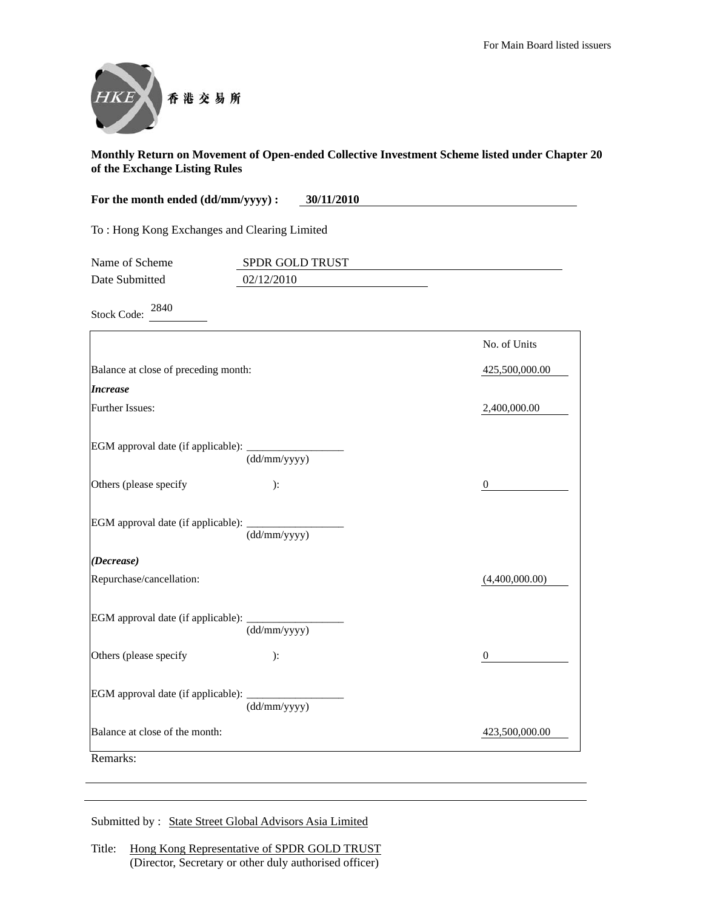For Main Board listed issuers

香港交易所

**Monthly Return on Movement of Open-ended Collective Investment Scheme listed under Chapter 20 of the Exchange Listing Rules**

**For the month ended (dd/mm/yyyy) : 30/11/2010**

To : Hong Kong Exchanges and Clearing Limited

Name of Scheme: SPDR GOLD TRUST

Date Submitted: 02/12/2010

Stock Code: 2840

| | No. of Units |
|---|---|
| Balance at close of preceding month: | 425,500,000.00 |
| ***Increase*** | |
| Further Issues: | 2,400,000.00 |
| EGM approval date (if applicable): ________ (dd/mm/yyyy) | |
| Others (please specify ): | 0 |
| EGM approval date (if applicable): ________ (dd/mm/yyyy) | |
| ***(Decrease)*** | |
| Repurchase/cancellation: | (4,400,000.00) |
| EGM approval date (if applicable): ________ (dd/mm/yyyy) | |
| Others (please specify ): | 0 |
| EGM approval date (if applicable): ________ (dd/mm/yyyy) | |
| Balance at close of the month: | 423,500,000.00 |

Remarks:

Submitted by : State Street Global Advisors Asia Limited

Title: Hong Kong Representative of SPDR GOLD TRUST
(Director, Secretary or other duly authorised officer)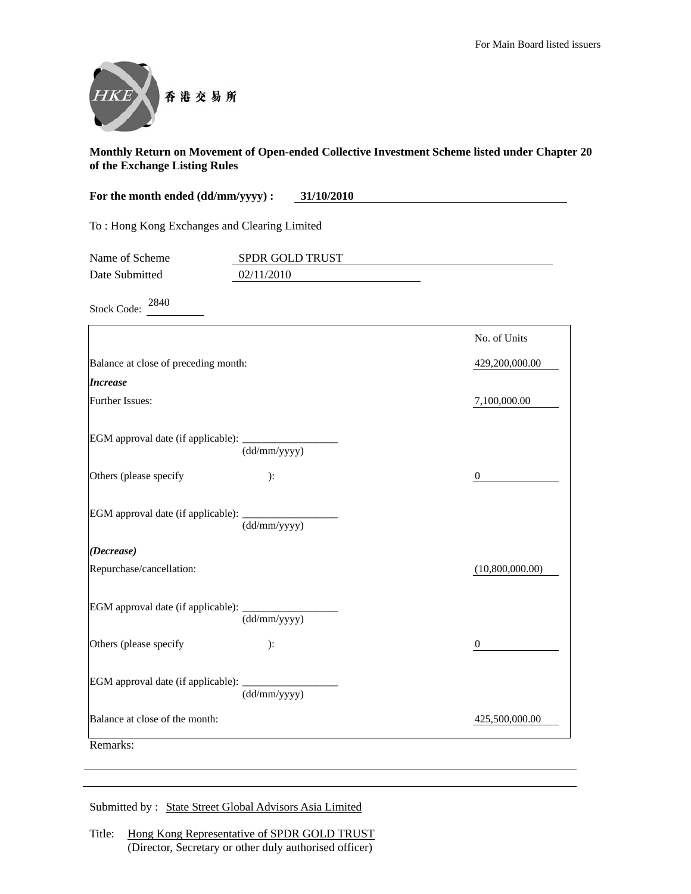For Main Board listed issuers

香港交易所

**Monthly Return on Movement of Open-ended Collective Investment Scheme listed under Chapter 20 of the Exchange Listing Rules**

**For the month ended (dd/mm/yyyy) : 31/10/2010**

To : Hong Kong Exchanges and Clearing Limited

Name of Scheme: SPDR GOLD TRUST

Date Submitted: 02/11/2010

Stock Code: 2840

| | No. of Units |
|---|---|
| Balance at close of preceding month: | 429,200,000.00 |
| ***Increase*** | |
| Further Issues: | 7,100,000.00 |
| EGM approval date (if applicable): ______ (dd/mm/yyyy) | |
| Others (please specify ): | 0 |
| EGM approval date (if applicable): ______ (dd/mm/yyyy) | |
| ***(Decrease)*** | |
| Repurchase/cancellation: | (10,800,000.00) |
| EGM approval date (if applicable): ______ (dd/mm/yyyy) | |
| Others (please specify ): | 0 |
| EGM approval date (if applicable): ______ (dd/mm/yyyy) | |
| Balance at close of the month: | 425,500,000.00 |

Remarks:

Submitted by : State Street Global Advisors Asia Limited

Title: Hong Kong Representative of SPDR GOLD TRUST
(Director, Secretary or other duly authorised officer)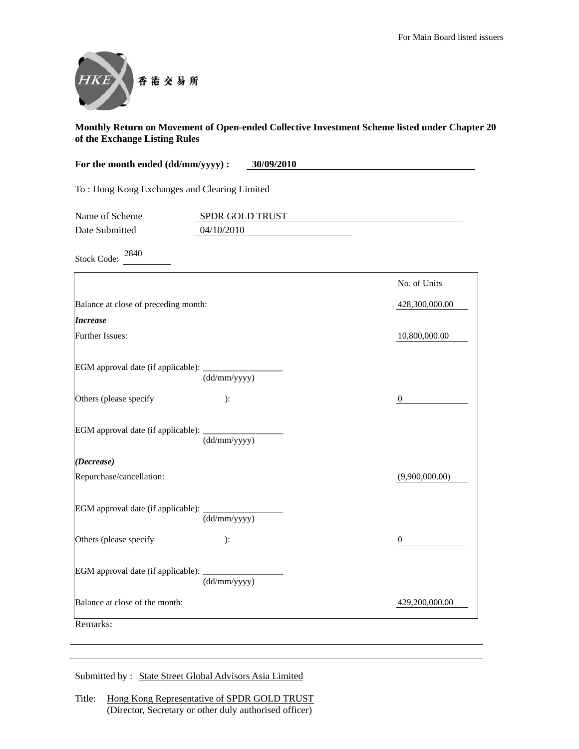For Main Board listed issuers

香港交易所

**Monthly Return on Movement of Open-ended Collective Investment Scheme listed under Chapter 20 of the Exchange Listing Rules**

**For the month ended (dd/mm/yyyy) : 30/09/2010**

To : Hong Kong Exchanges and Clearing Limited

Name of Scheme: SPDR GOLD TRUST

Date Submitted: 04/10/2010

Stock Code: 2840

| | No. of Units |
|---|---|
| Balance at close of preceding month: | 428,300,000.00 |
| ***Increase*** | |
| Further Issues: | 10,800,000.00 |
| EGM approval date (if applicable): ________ (dd/mm/yyyy) | |
| Others (please specify ): | 0 |
| EGM approval date (if applicable): ________ (dd/mm/yyyy) | |
| ***(Decrease)*** | |
| Repurchase/cancellation: | (9,900,000.00) |
| EGM approval date (if applicable): ________ (dd/mm/yyyy) | |
| Others (please specify ): | 0 |
| EGM approval date (if applicable): ________ (dd/mm/yyyy) | |
| Balance at close of the month: | 429,200,000.00 |

Remarks:

Submitted by : State Street Global Advisors Asia Limited

Title: Hong Kong Representative of SPDR GOLD TRUST
(Director, Secretary or other duly authorised officer)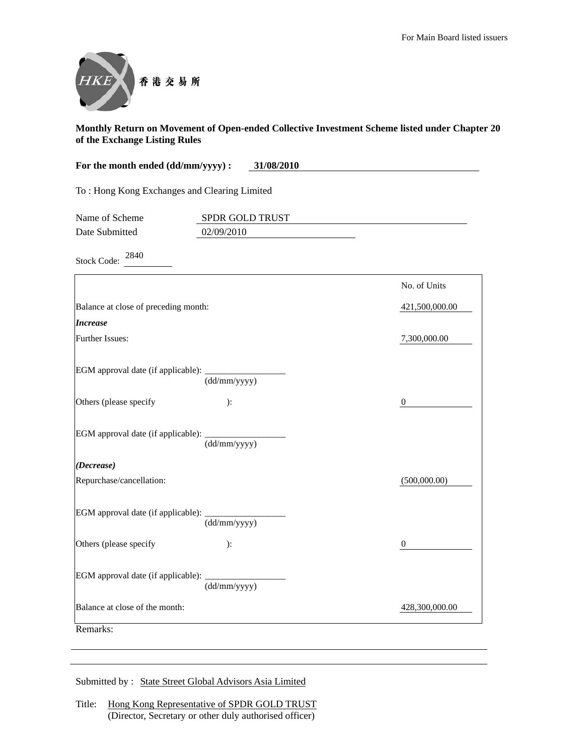For Main Board listed issuers

香港交易所

**Monthly Return on Movement of Open-ended Collective Investment Scheme listed under Chapter 20 of the Exchange Listing Rules**

**For the month ended (dd/mm/yyyy) : 31/08/2010**

To : Hong Kong Exchanges and Clearing Limited

Name of Scheme: SPDR GOLD TRUST
Date Submitted: 02/09/2010

Stock Code: 2840

| | No. of Units |
|---|---|
| Balance at close of preceding month: | 421,500,000.00 |
| ***Increase*** | |
| Further Issues: | 7,300,000.00 |
| EGM approval date (if applicable): ____ (dd/mm/yyyy) | |
| Others (please specify ): | 0 |
| EGM approval date (if applicable): ____ (dd/mm/yyyy) | |
| ***(Decrease)*** | |
| Repurchase/cancellation: | (500,000.00) |
| EGM approval date (if applicable): ____ (dd/mm/yyyy) | |
| Others (please specify ): | 0 |
| EGM approval date (if applicable): ____ (dd/mm/yyyy) | |
| Balance at close of the month: | 428,300,000.00 |

Remarks:

Submitted by : State Street Global Advisors Asia Limited

Title: Hong Kong Representative of SPDR GOLD TRUST
(Director, Secretary or other duly authorised officer)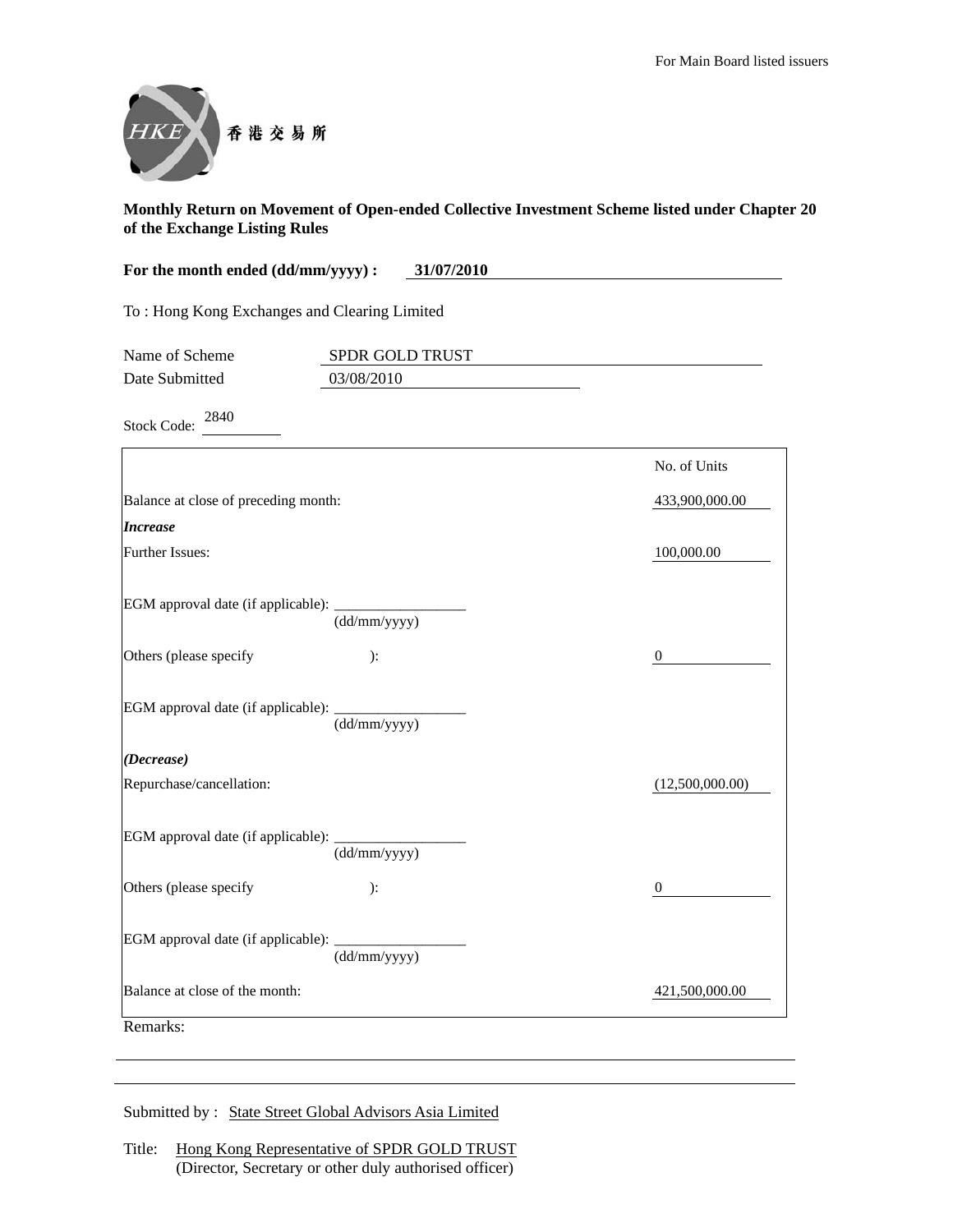For Main Board listed issuers

香港交易所

**Monthly Return on Movement of Open-ended Collective Investment Scheme listed under Chapter 20 of the Exchange Listing Rules**

**For the month ended (dd/mm/yyyy) : 31/07/2010**

To : Hong Kong Exchanges and Clearing Limited

Name of Scheme: SPDR GOLD TRUST

Date Submitted: 03/08/2010

Stock Code: 2840

| | No. of Units |
|---|---|
| Balance at close of preceding month: | 433,900,000.00 |
| ***Increase*** | |
| Further Issues: | 100,000.00 |
| EGM approval date (if applicable): ________ (dd/mm/yyyy) | |
| Others (please specify ): | 0 |
| EGM approval date (if applicable): ________ (dd/mm/yyyy) | |
| ***(Decrease)*** | |
| Repurchase/cancellation: | (12,500,000.00) |
| EGM approval date (if applicable): ________ (dd/mm/yyyy) | |
| Others (please specify ): | 0 |
| EGM approval date (if applicable): ________ (dd/mm/yyyy) | |
| Balance at close of the month: | 421,500,000.00 |

Remarks:

Submitted by : State Street Global Advisors Asia Limited

Title: Hong Kong Representative of SPDR GOLD TRUST
(Director, Secretary or other duly authorised officer)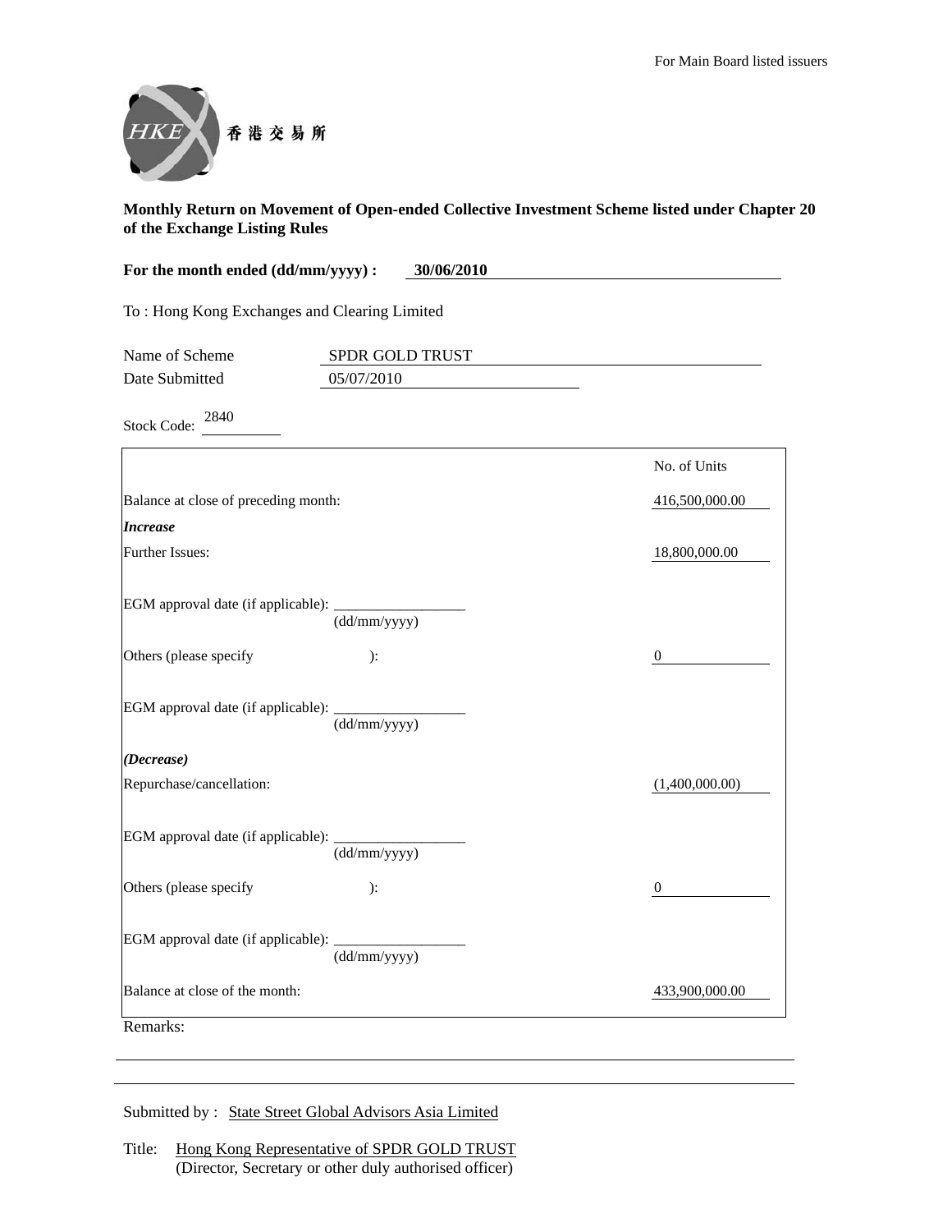For Main Board listed issuers

香港交易所

**Monthly Return on Movement of Open-ended Collective Investment Scheme listed under Chapter 20 of the Exchange Listing Rules**

**For the month ended (dd/mm/yyyy) : 30/06/2010**

To : Hong Kong Exchanges and Clearing Limited

Name of Scheme: SPDR GOLD TRUST

Date Submitted: 05/07/2010

Stock Code: 2840

| | No. of Units |
|---|---|
| Balance at close of preceding month: | 416,500,000.00 |
| ***Increase*** | |
| Further Issues: | 18,800,000.00 |
| EGM approval date (if applicable): ________ (dd/mm/yyyy) | |
| Others (please specify ): | 0 |
| EGM approval date (if applicable): ________ (dd/mm/yyyy) | |
| ***(Decrease)*** | |
| Repurchase/cancellation: | (1,400,000.00) |
| EGM approval date (if applicable): ________ (dd/mm/yyyy) | |
| Others (please specify ): | 0 |
| EGM approval date (if applicable): ________ (dd/mm/yyyy) | |
| Balance at close of the month: | 433,900,000.00 |

Remarks:

Submitted by : State Street Global Advisors Asia Limited

Title: Hong Kong Representative of SPDR GOLD TRUST
(Director, Secretary or other duly authorised officer)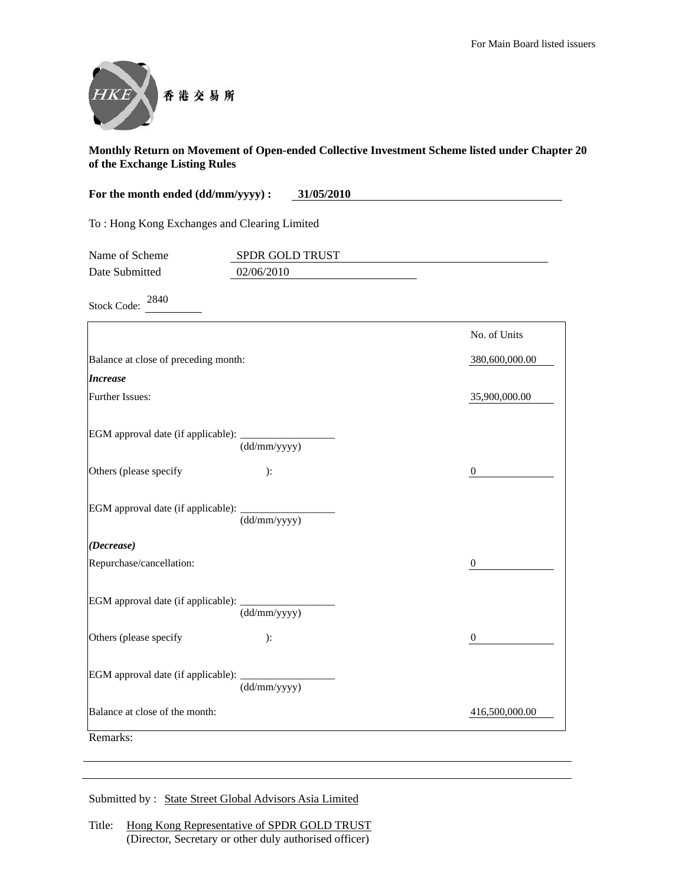For Main Board listed issuers

香港交易所

**Monthly Return on Movement of Open-ended Collective Investment Scheme listed under Chapter 20 of the Exchange Listing Rules**

**For the month ended (dd/mm/yyyy) : 31/05/2010**

To : Hong Kong Exchanges and Clearing Limited

Name of Scheme: SPDR GOLD TRUST

Date Submitted: 02/06/2010

Stock Code: 2840

| | No. of Units |
|---|---|
| Balance at close of preceding month: | 380,600,000.00 |
| ***Increase*** | |
| Further Issues: | 35,900,000.00 |
| EGM approval date (if applicable): ________ (dd/mm/yyyy) | |
| Others (please specify ): | 0 |
| EGM approval date (if applicable): ________ (dd/mm/yyyy) | |
| ***(Decrease)*** | |
| Repurchase/cancellation: | 0 |
| EGM approval date (if applicable): ________ (dd/mm/yyyy) | |
| Others (please specify ): | 0 |
| EGM approval date (if applicable): ________ (dd/mm/yyyy) | |
| Balance at close of the month: | 416,500,000.00 |

Remarks:

Submitted by : State Street Global Advisors Asia Limited

Title: Hong Kong Representative of SPDR GOLD TRUST
(Director, Secretary or other duly authorised officer)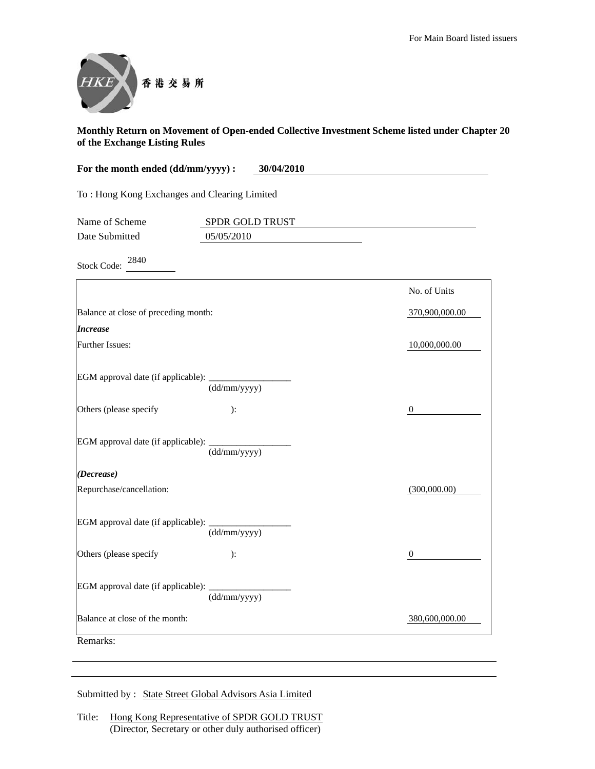For Main Board listed issuers

香港交易所

**Monthly Return on Movement of Open-ended Collective Investment Scheme listed under Chapter 20 of the Exchange Listing Rules**

**For the month ended (dd/mm/yyyy) : 30/04/2010**

To : Hong Kong Exchanges and Clearing Limited

Name of Scheme: SPDR GOLD TRUST

Date Submitted: 05/05/2010

Stock Code: 2840

| | No. of Units |
|---|---|
| Balance at close of preceding month: | 370,900,000.00 |
| ***Increase*** | |
| Further Issues: | 10,000,000.00 |
| EGM approval date (if applicable): ______ (dd/mm/yyyy) | |
| Others (please specify ): | 0 |
| EGM approval date (if applicable): ______ (dd/mm/yyyy) | |
| ***(Decrease)*** | |
| Repurchase/cancellation: | (300,000.00) |
| EGM approval date (if applicable): ______ (dd/mm/yyyy) | |
| Others (please specify ): | 0 |
| EGM approval date (if applicable): ______ (dd/mm/yyyy) | |
| Balance at close of the month: | 380,600,000.00 |

Remarks:

Submitted by : State Street Global Advisors Asia Limited

Title: Hong Kong Representative of SPDR GOLD TRUST
(Director, Secretary or other duly authorised officer)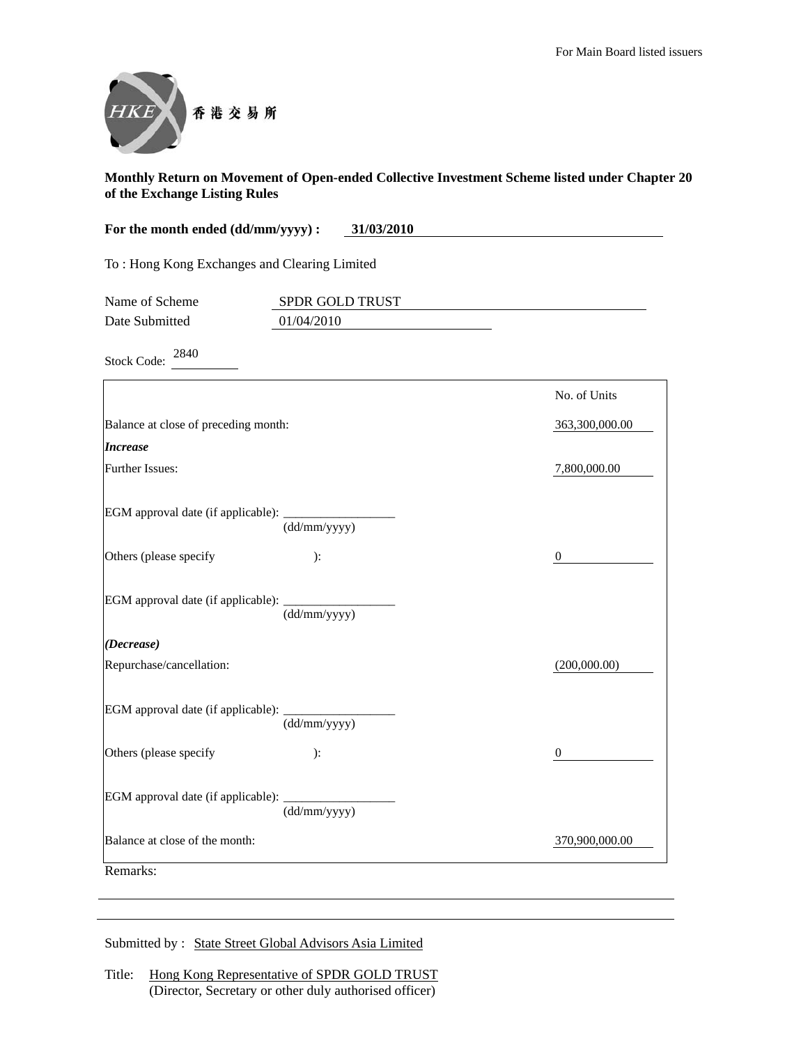For Main Board listed issuers

HKEX 香港交易所

**Monthly Return on Movement of Open-ended Collective Investment Scheme listed under Chapter 20 of the Exchange Listing Rules**

**For the month ended (dd/mm/yyyy) : 31/03/2010**

To : Hong Kong Exchanges and Clearing Limited

Name of Scheme: SPDR GOLD TRUST

Date Submitted: 01/04/2010

Stock Code: 2840

| | No. of Units |
|---|---|
| Balance at close of preceding month: | 363,300,000.00 |
| ***Increase*** | |
| Further Issues: | 7,800,000.00 |
| EGM approval date (if applicable): ____________ (dd/mm/yyyy) | |
| Others (please specify ): | 0 |
| EGM approval date (if applicable): ____________ (dd/mm/yyyy) | |
| ***(Decrease)*** | |
| Repurchase/cancellation: | (200,000.00) |
| EGM approval date (if applicable): ____________ (dd/mm/yyyy) | |
| Others (please specify ): | 0 |
| EGM approval date (if applicable): ____________ (dd/mm/yyyy) | |
| Balance at close of the month: | 370,900,000.00 |

Remarks:

Submitted by : State Street Global Advisors Asia Limited

Title: Hong Kong Representative of SPDR GOLD TRUST
(Director, Secretary or other duly authorised officer)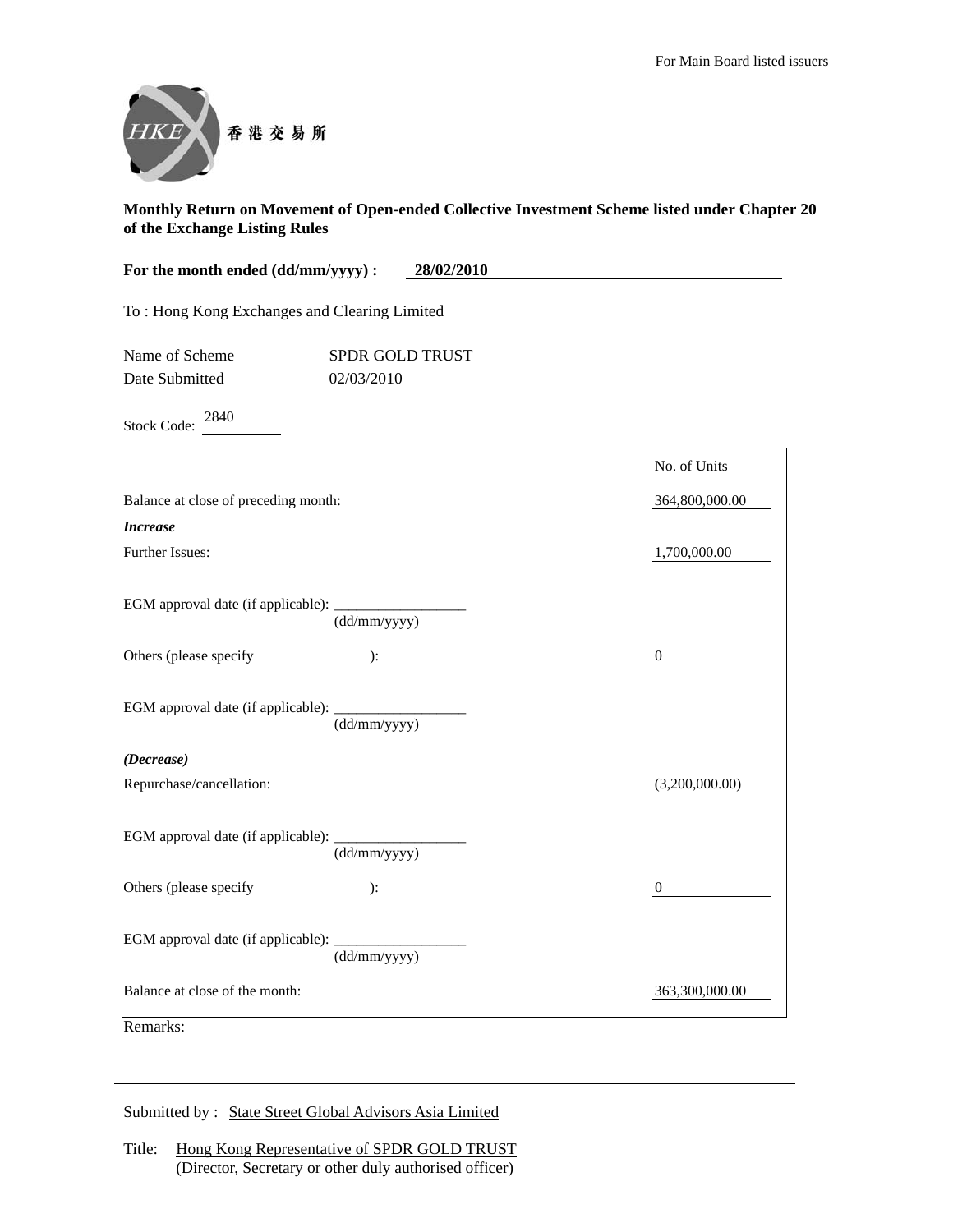For Main Board listed issuers

HKEx 香港交易所

**Monthly Return on Movement of Open-ended Collective Investment Scheme listed under Chapter 20 of the Exchange Listing Rules**

**For the month ended (dd/mm/yyyy) : 28/02/2010**

To : Hong Kong Exchanges and Clearing Limited

Name of Scheme: SPDR GOLD TRUST

Date Submitted: 02/03/2010

Stock Code: 2840

| | No. of Units |
|---|---|
| Balance at close of preceding month: | 364,800,000.00 |
| ***Increase*** | |
| Further Issues: | 1,700,000.00 |
| EGM approval date (if applicable): __________ (dd/mm/yyyy) | |
| Others (please specify ): | 0 |
| EGM approval date (if applicable): __________ (dd/mm/yyyy) | |
| ***(Decrease)*** | |
| Repurchase/cancellation: | (3,200,000.00) |
| EGM approval date (if applicable): __________ (dd/mm/yyyy) | |
| Others (please specify ): | 0 |
| EGM approval date (if applicable): __________ (dd/mm/yyyy) | |
| Balance at close of the month: | 363,300,000.00 |

Remarks:

Submitted by : State Street Global Advisors Asia Limited

Title: Hong Kong Representative of SPDR GOLD TRUST
(Director, Secretary or other duly authorised officer)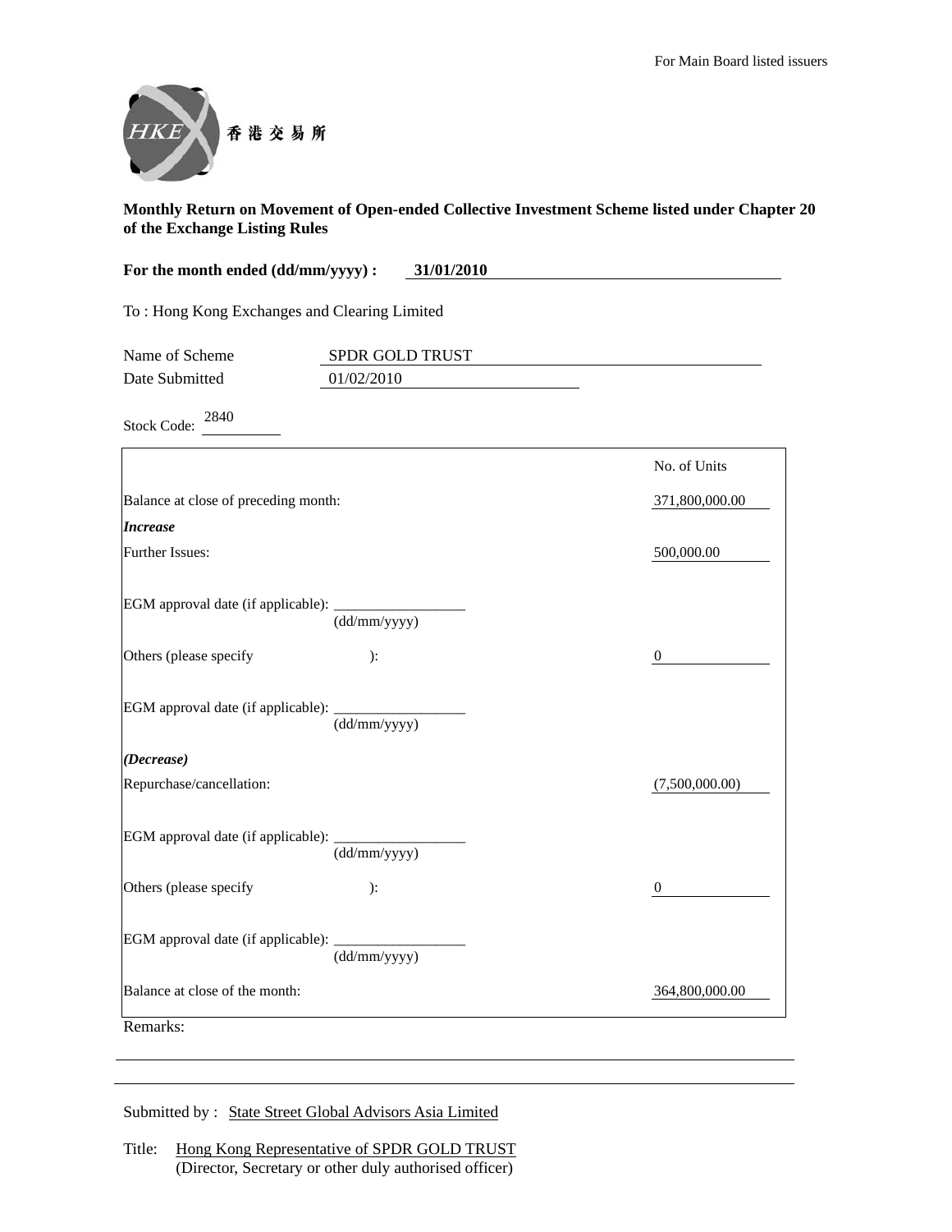For Main Board listed issuers

香港交易所

**Monthly Return on Movement of Open-ended Collective Investment Scheme listed under Chapter 20 of the Exchange Listing Rules**

**For the month ended (dd/mm/yyyy) : 31/01/2010**

To : Hong Kong Exchanges and Clearing Limited

Name of Scheme: SPDR GOLD TRUST

Date Submitted: 01/02/2010

Stock Code: 2840

| | No. of Units |
|---|---|
| Balance at close of preceding month: | 371,800,000.00 |
| ***Increase*** | |
| Further Issues: | 500,000.00 |
| EGM approval date (if applicable): ______ (dd/mm/yyyy) | |
| Others (please specify ): | 0 |
| EGM approval date (if applicable): ______ (dd/mm/yyyy) | |
| ***(Decrease)*** | |
| Repurchase/cancellation: | (7,500,000.00) |
| EGM approval date (if applicable): ______ (dd/mm/yyyy) | |
| Others (please specify ): | 0 |
| EGM approval date (if applicable): ______ (dd/mm/yyyy) | |
| Balance at close of the month: | 364,800,000.00 |

Remarks:

Submitted by : State Street Global Advisors Asia Limited

Title: Hong Kong Representative of SPDR GOLD TRUST
(Director, Secretary or other duly authorised officer)